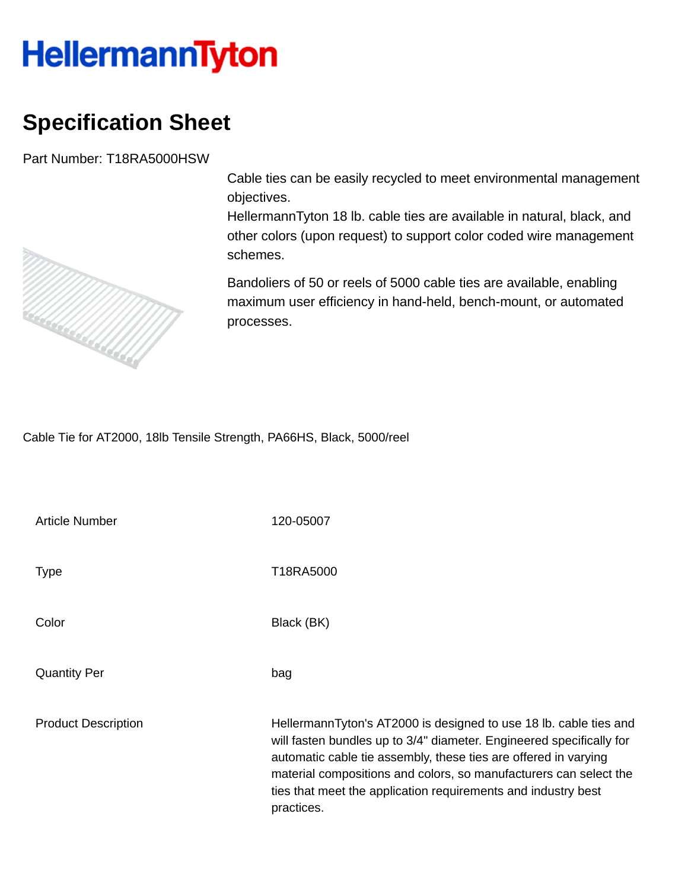# HellermannTyton

## Specification Sheet

Part Number: T18RA5000HSW

Cable ties can be easily recycled to meet environmental management objectives.
HellermannTyton 18 lb. cable ties are available in natural, black, and other colors (upon request) to support color coded wire management schemes.

Bandoliers of 50 or reels of 5000 cable ties are available, enabling maximum user efficiency in hand-held, bench-mount, or automated processes.

Cable Tie for AT2000, 18lb Tensile Strength, PA66HS, Black, 5000/reel

| | |
|---|---|
| Article Number | 120-05007 |
| Type | T18RA5000 |
| Color | Black (BK) |
| Quantity Per | bag |
| Product Description | HellermannTyton's AT2000 is designed to use 18 lb. cable ties and will fasten bundles up to 3/4" diameter. Engineered specifically for automatic cable tie assembly, these ties are offered in varying material compositions and colors, so manufacturers can select the ties that meet the application requirements and industry best practices. |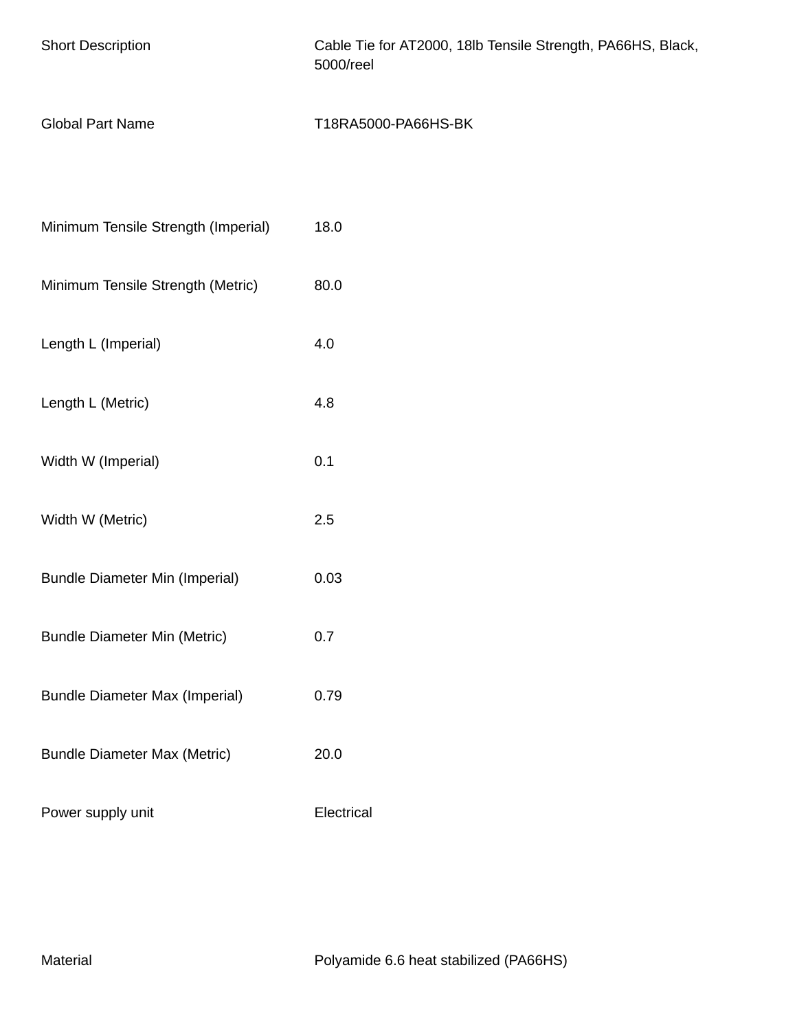| | |
|---|---|
| Short Description | Cable Tie for AT2000, 18lb Tensile Strength, PA66HS, Black, 5000/reel |
| Global Part Name | T18RA5000-PA66HS-BK |
| Minimum Tensile Strength (Imperial) | 18.0 |
| Minimum Tensile Strength (Metric) | 80.0 |
| Length L (Imperial) | 4.0 |
| Length L (Metric) | 4.8 |
| Width W (Imperial) | 0.1 |
| Width W (Metric) | 2.5 |
| Bundle Diameter Min (Imperial) | 0.03 |
| Bundle Diameter Min (Metric) | 0.7 |
| Bundle Diameter Max (Imperial) | 0.79 |
| Bundle Diameter Max (Metric) | 20.0 |
| Power supply unit | Electrical |
| Material | Polyamide 6.6 heat stabilized (PA66HS) |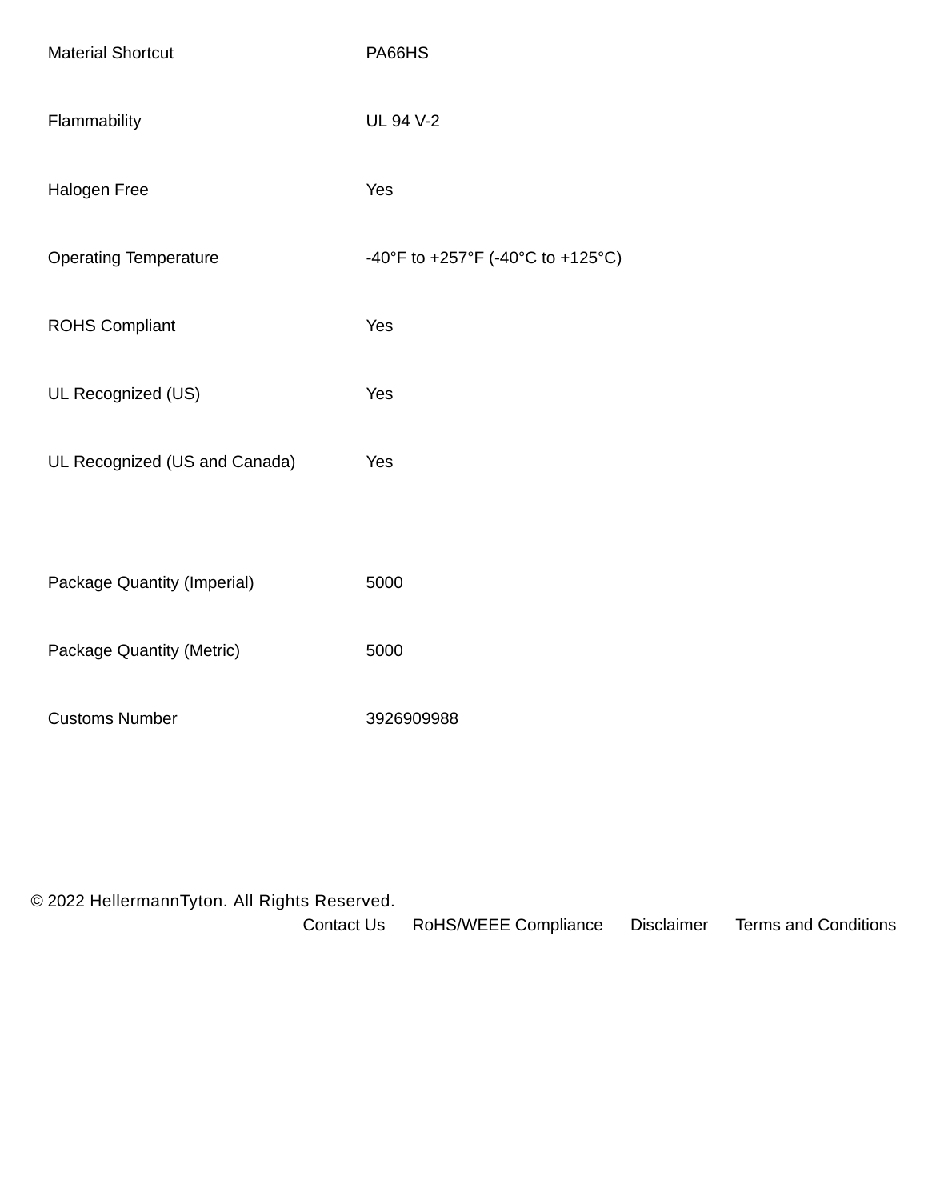| | |
|---|---|
| Material Shortcut | PA66HS |
| Flammability | UL 94 V-2 |
| Halogen Free | Yes |
| Operating Temperature | -40°F to +257°F (-40°C to +125°C) |
| ROHS Compliant | Yes |
| UL Recognized (US) | Yes |
| UL Recognized (US and Canada) | Yes |

| | |
|---|---|
| Package Quantity (Imperial) | 5000 |
| Package Quantity (Metric) | 5000 |
| Customs Number | 3926909988 |

© 2022 HellermannTyton. All Rights Reserved.

Contact Us RoHS/WEEE Compliance Disclaimer Terms and Conditions